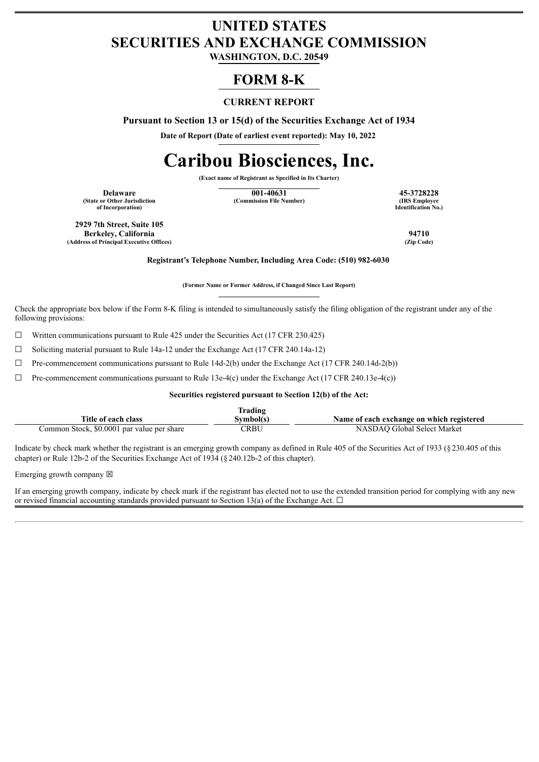# UNITED STATES
# SECURITIES AND EXCHANGE COMMISSION
**WASHINGTON, D.C. 20549**

# FORM 8-K

**CURRENT REPORT**

**Pursuant to Section 13 or 15(d) of the Securities Exchange Act of 1934**

**Date of Report (Date of earliest event reported): May 10, 2022**

# Caribou Biosciences, Inc.

**(Exact name of Registrant as Specified in Its Charter)**

| **Delaware** | **001-40631** | **45-3728228** |
|---|---|---|
| **(State or Other Jurisdiction of Incorporation)** | **(Commission File Number)** | **(IRS Employer Identification No.)** |

| **2929 7th Street, Suite 105 Berkeley, California** | **94710** |
|---|---|
| **(Address of Principal Executive Offices)** | **(Zip Code)** |

**Registrant's Telephone Number, Including Area Code: (510) 982-6030**

**(Former Name or Former Address, if Changed Since Last Report)**

Check the appropriate box below if the Form 8-K filing is intended to simultaneously satisfy the filing obligation of the registrant under any of the following provisions:

☐ Written communications pursuant to Rule 425 under the Securities Act (17 CFR 230.425)

☐ Soliciting material pursuant to Rule 14a-12 under the Exchange Act (17 CFR 240.14a-12)

☐ Pre-commencement communications pursuant to Rule 14d-2(b) under the Exchange Act (17 CFR 240.14d-2(b))

☐ Pre-commencement communications pursuant to Rule 13e-4(c) under the Exchange Act (17 CFR 240.13e-4(c))

**Securities registered pursuant to Section 12(b) of the Act:**

| **Title of each class** | **Trading Symbol(s)** | **Name of each exchange on which registered** |
|---|---|---|
| Common Stock, $0.0001 par value per share | CRBU | NASDAQ Global Select Market |

Indicate by check mark whether the registrant is an emerging growth company as defined in Rule 405 of the Securities Act of 1933 (§230.405 of this chapter) or Rule 12b-2 of the Securities Exchange Act of 1934 (§240.12b-2 of this chapter).

Emerging growth company ☒

If an emerging growth company, indicate by check mark if the registrant has elected not to use the extended transition period for complying with any new or revised financial accounting standards provided pursuant to Section 13(a) of the Exchange Act. ☐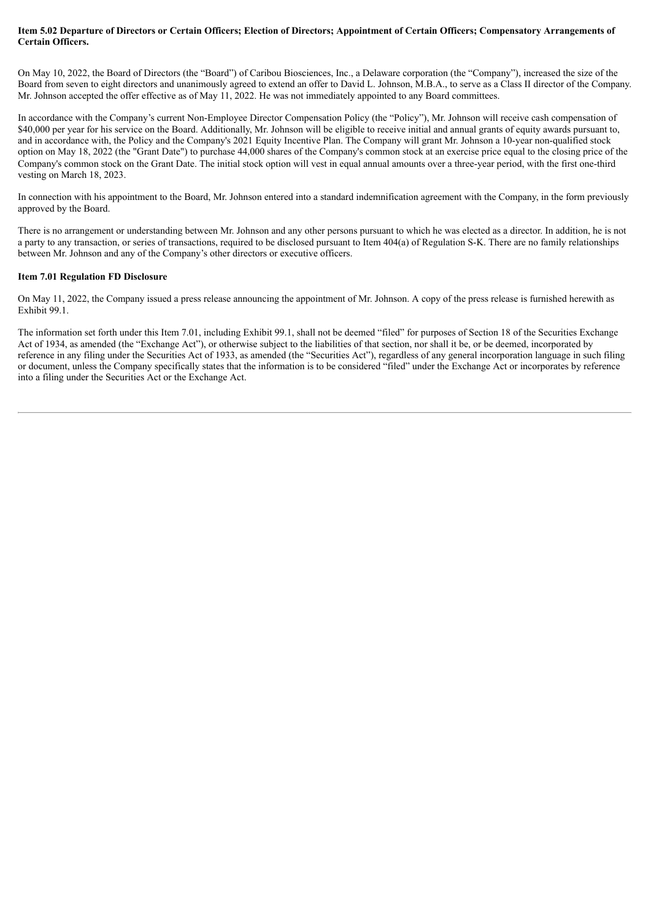**Item 5.02 Departure of Directors or Certain Officers; Election of Directors; Appointment of Certain Officers; Compensatory Arrangements of Certain Officers.**

On May 10, 2022, the Board of Directors (the "Board") of Caribou Biosciences, Inc., a Delaware corporation (the "Company"), increased the size of the Board from seven to eight directors and unanimously agreed to extend an offer to David L. Johnson, M.B.A., to serve as a Class II director of the Company. Mr. Johnson accepted the offer effective as of May 11, 2022. He was not immediately appointed to any Board committees.

In accordance with the Company's current Non-Employee Director Compensation Policy (the "Policy"), Mr. Johnson will receive cash compensation of $40,000 per year for his service on the Board. Additionally, Mr. Johnson will be eligible to receive initial and annual grants of equity awards pursuant to, and in accordance with, the Policy and the Company's 2021 Equity Incentive Plan. The Company will grant Mr. Johnson a 10-year non-qualified stock option on May 18, 2022 (the "Grant Date") to purchase 44,000 shares of the Company's common stock at an exercise price equal to the closing price of the Company's common stock on the Grant Date. The initial stock option will vest in equal annual amounts over a three-year period, with the first one-third vesting on March 18, 2023.

In connection with his appointment to the Board, Mr. Johnson entered into a standard indemnification agreement with the Company, in the form previously approved by the Board.

There is no arrangement or understanding between Mr. Johnson and any other persons pursuant to which he was elected as a director. In addition, he is not a party to any transaction, or series of transactions, required to be disclosed pursuant to Item 404(a) of Regulation S-K. There are no family relationships between Mr. Johnson and any of the Company's other directors or executive officers.

**Item 7.01 Regulation FD Disclosure**

On May 11, 2022, the Company issued a press release announcing the appointment of Mr. Johnson. A copy of the press release is furnished herewith as Exhibit 99.1.

The information set forth under this Item 7.01, including Exhibit 99.1, shall not be deemed "filed" for purposes of Section 18 of the Securities Exchange Act of 1934, as amended (the "Exchange Act"), or otherwise subject to the liabilities of that section, nor shall it be, or be deemed, incorporated by reference in any filing under the Securities Act of 1933, as amended (the "Securities Act"), regardless of any general incorporation language in such filing or document, unless the Company specifically states that the information is to be considered "filed" under the Exchange Act or incorporates by reference into a filing under the Securities Act or the Exchange Act.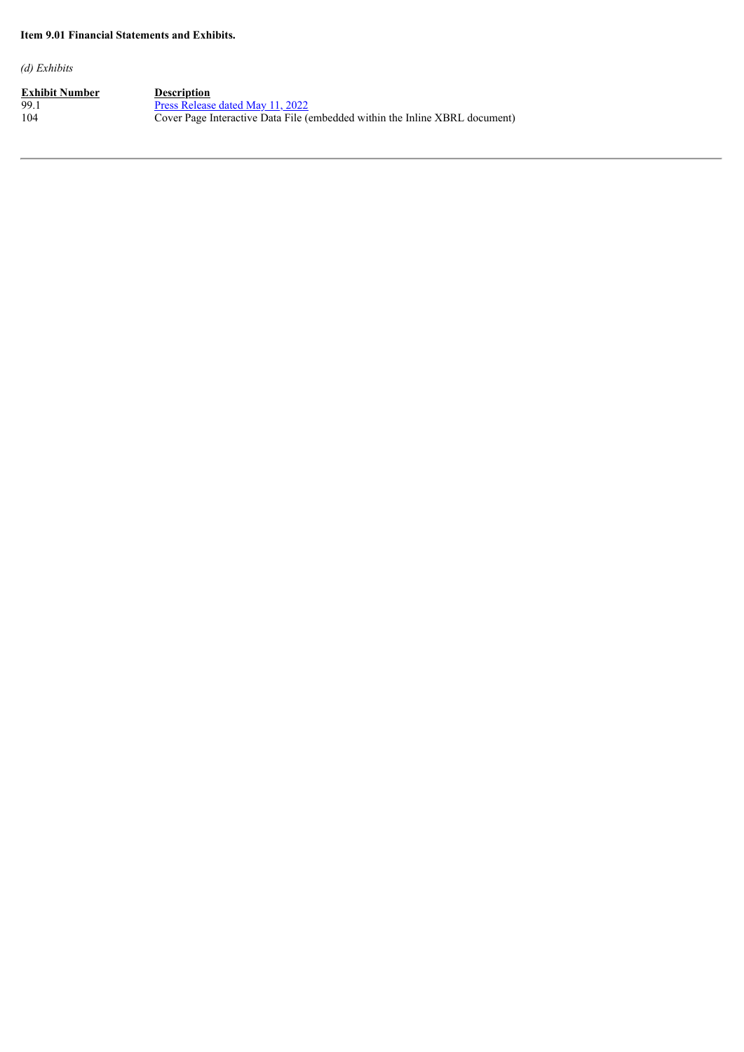**Item 9.01 Financial Statements and Exhibits.**

*(d) Exhibits*

| Exhibit Number | Description |
|---|---|
| 99.1 | Press Release dated May 11, 2022 |
| 104 | Cover Page Interactive Data File (embedded within the Inline XBRL document) |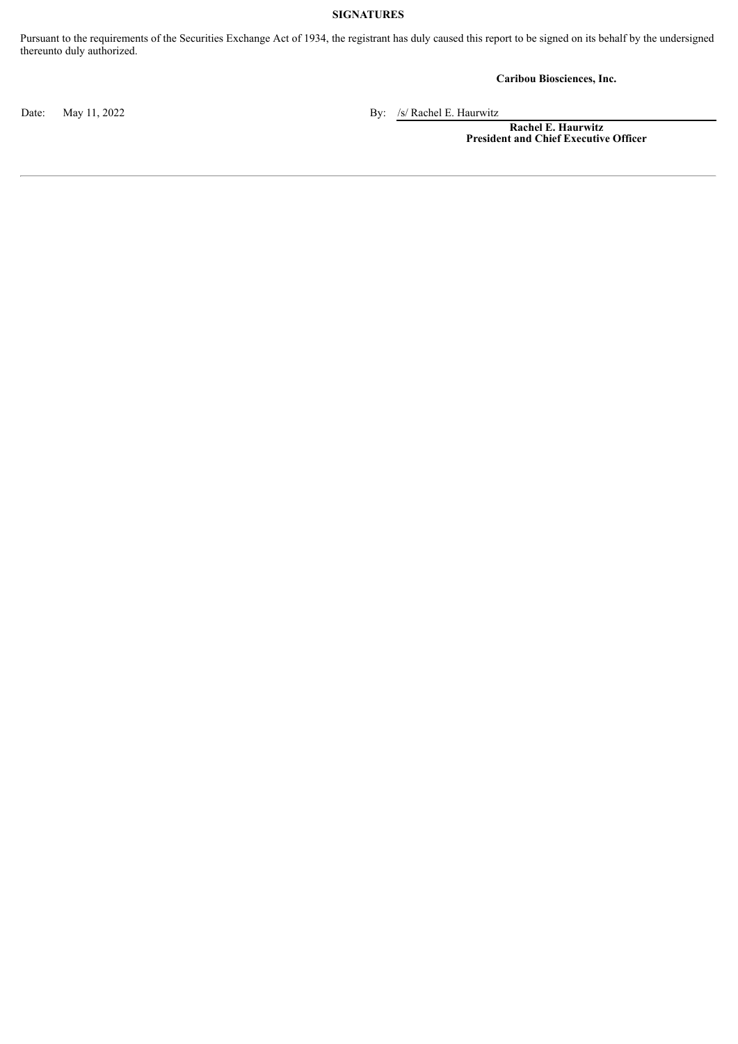**SIGNATURES**

Pursuant to the requirements of the Securities Exchange Act of 1934, the registrant has duly caused this report to be signed on its behalf by the undersigned thereunto duly authorized.

**Caribou Biosciences, Inc.**

Date: May 11, 2022

By: /s/ Rachel E. Haurwitz

**Rachel E. Haurwitz**
**President and Chief Executive Officer**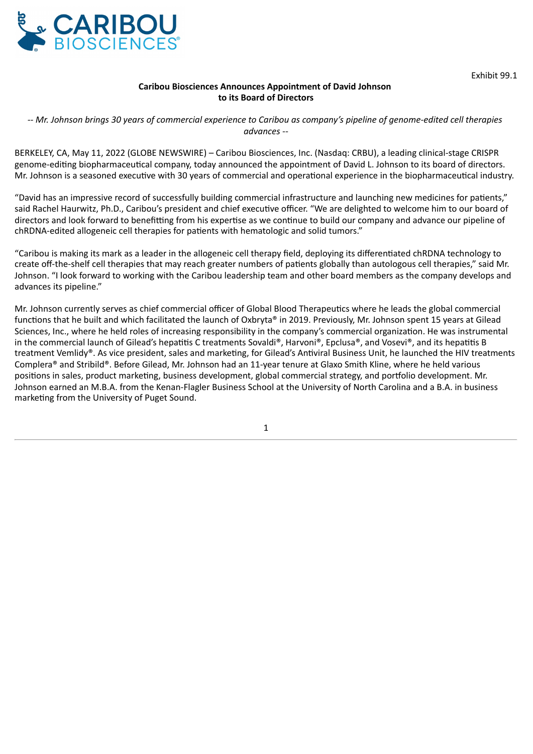Exhibit 99.1

**Caribou Biosciences Announces Appointment of David Johnson to its Board of Directors**

*-- Mr. Johnson brings 30 years of commercial experience to Caribou as company's pipeline of genome-edited cell therapies advances --*

BERKELEY, CA, May 11, 2022 (GLOBE NEWSWIRE) – Caribou Biosciences, Inc. (Nasdaq: CRBU), a leading clinical-stage CRISPR genome-editing biopharmaceutical company, today announced the appointment of David L. Johnson to its board of directors. Mr. Johnson is a seasoned executive with 30 years of commercial and operational experience in the biopharmaceutical industry.

"David has an impressive record of successfully building commercial infrastructure and launching new medicines for patients," said Rachel Haurwitz, Ph.D., Caribou's president and chief executive officer. "We are delighted to welcome him to our board of directors and look forward to benefitting from his expertise as we continue to build our company and advance our pipeline of chRDNA-edited allogeneic cell therapies for patients with hematologic and solid tumors."

"Caribou is making its mark as a leader in the allogeneic cell therapy field, deploying its differentiated chRDNA technology to create off-the-shelf cell therapies that may reach greater numbers of patients globally than autologous cell therapies," said Mr. Johnson. "I look forward to working with the Caribou leadership team and other board members as the company develops and advances its pipeline."

Mr. Johnson currently serves as chief commercial officer of Global Blood Therapeutics where he leads the global commercial functions that he built and which facilitated the launch of Oxbryta® in 2019. Previously, Mr. Johnson spent 15 years at Gilead Sciences, Inc., where he held roles of increasing responsibility in the company's commercial organization. He was instrumental in the commercial launch of Gilead's hepatitis C treatments Sovaldi®, Harvoni®, Epclusa®, and Vosevi®, and its hepatitis B treatment Vemlidy®. As vice president, sales and marketing, for Gilead's Antiviral Business Unit, he launched the HIV treatments Complera® and Stribild®. Before Gilead, Mr. Johnson had an 11-year tenure at Glaxo Smith Kline, where he held various positions in sales, product marketing, business development, global commercial strategy, and portfolio development. Mr. Johnson earned an M.B.A. from the Kenan-Flagler Business School at the University of North Carolina and a B.A. in business marketing from the University of Puget Sound.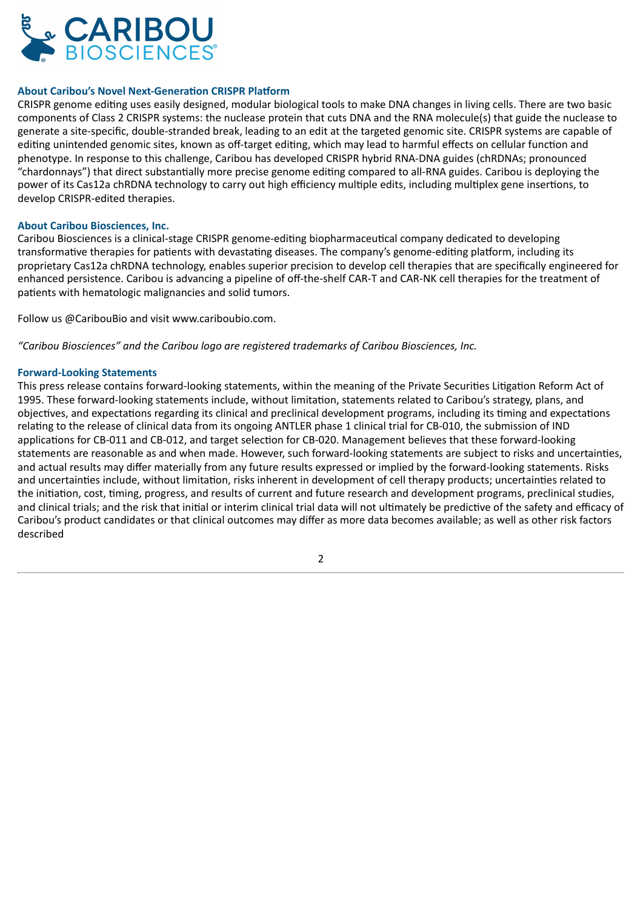## About Caribou's Novel Next-Generation CRISPR Platform

CRISPR genome editing uses easily designed, modular biological tools to make DNA changes in living cells. There are two basic components of Class 2 CRISPR systems: the nuclease protein that cuts DNA and the RNA molecule(s) that guide the nuclease to generate a site-specific, double-stranded break, leading to an edit at the targeted genomic site. CRISPR systems are capable of editing unintended genomic sites, known as off-target editing, which may lead to harmful effects on cellular function and phenotype. In response to this challenge, Caribou has developed CRISPR hybrid RNA-DNA guides (chRDNAs; pronounced "chardonnays") that direct substantially more precise genome editing compared to all-RNA guides. Caribou is deploying the power of its Cas12a chRDNA technology to carry out high efficiency multiple edits, including multiplex gene insertions, to develop CRISPR-edited therapies.

## About Caribou Biosciences, Inc.

Caribou Biosciences is a clinical-stage CRISPR genome-editing biopharmaceutical company dedicated to developing transformative therapies for patients with devastating diseases. The company's genome-editing platform, including its proprietary Cas12a chRDNA technology, enables superior precision to develop cell therapies that are specifically engineered for enhanced persistence. Caribou is advancing a pipeline of off-the-shelf CAR-T and CAR-NK cell therapies for the treatment of patients with hematologic malignancies and solid tumors.

Follow us @CaribouBio and visit www.cariboubio.com.

*"Caribou Biosciences" and the Caribou logo are registered trademarks of Caribou Biosciences, Inc.*

## Forward-Looking Statements

This press release contains forward-looking statements, within the meaning of the Private Securities Litigation Reform Act of 1995. These forward-looking statements include, without limitation, statements related to Caribou's strategy, plans, and objectives, and expectations regarding its clinical and preclinical development programs, including its timing and expectations relating to the release of clinical data from its ongoing ANTLER phase 1 clinical trial for CB-010, the submission of IND applications for CB-011 and CB-012, and target selection for CB-020. Management believes that these forward-looking statements are reasonable as and when made. However, such forward-looking statements are subject to risks and uncertainties, and actual results may differ materially from any future results expressed or implied by the forward-looking statements. Risks and uncertainties include, without limitation, risks inherent in development of cell therapy products; uncertainties related to the initiation, cost, timing, progress, and results of current and future research and development programs, preclinical studies, and clinical trials; and the risk that initial or interim clinical trial data will not ultimately be predictive of the safety and efficacy of Caribou's product candidates or that clinical outcomes may differ as more data becomes available; as well as other risk factors described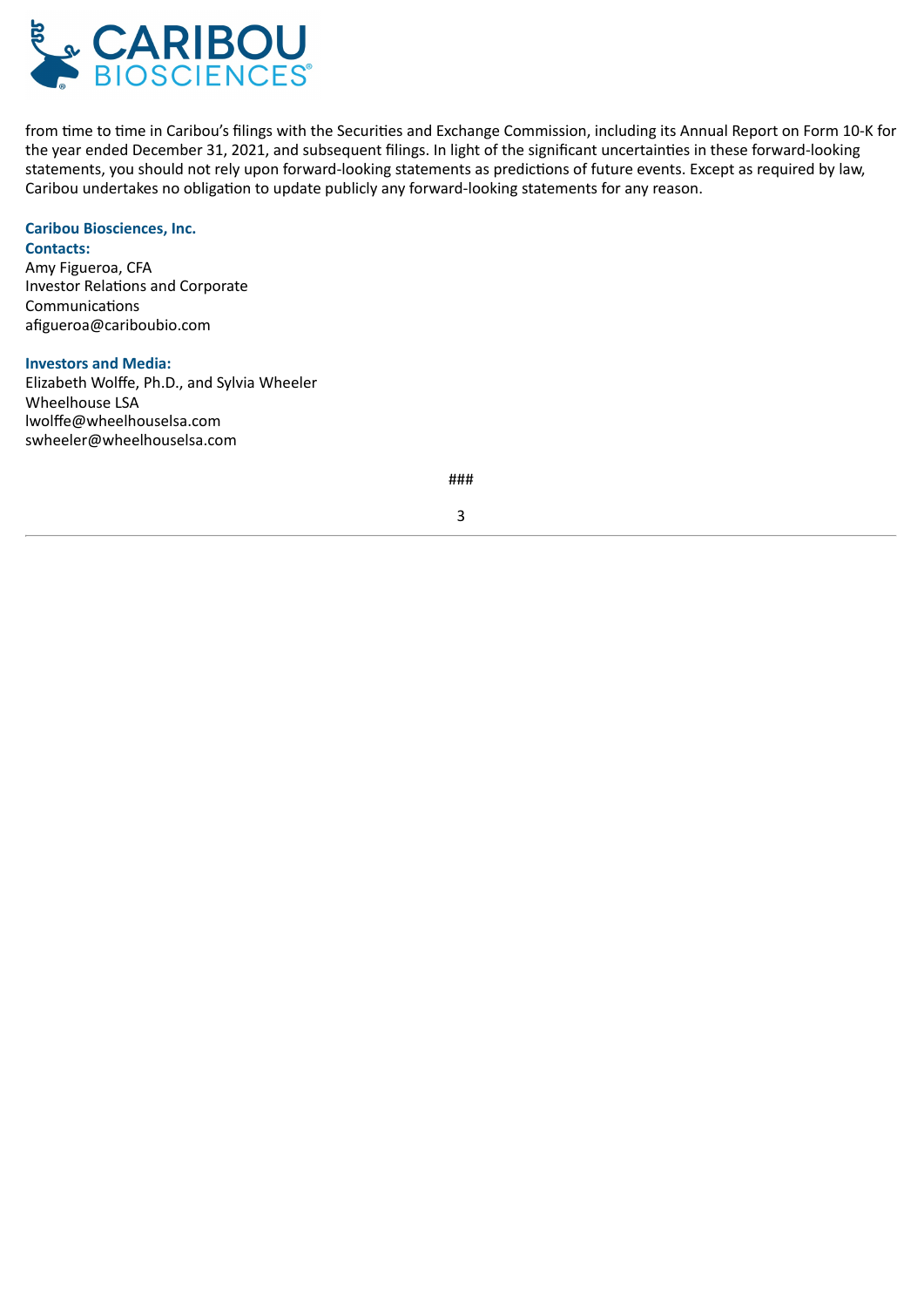from time to time in Caribou's filings with the Securities and Exchange Commission, including its Annual Report on Form 10-K for the year ended December 31, 2021, and subsequent filings. In light of the significant uncertainties in these forward-looking statements, you should not rely upon forward-looking statements as predictions of future events. Except as required by law, Caribou undertakes no obligation to update publicly any forward-looking statements for any reason.

**Caribou Biosciences, Inc.**
**Contacts:**
Amy Figueroa, CFA
Investor Relations and Corporate Communications
afigueroa@cariboubio.com

**Investors and Media:**
Elizabeth Wolffe, Ph.D., and Sylvia Wheeler
Wheelhouse LSA
lwolffe@wheelhouselsa.com
swheeler@wheelhouselsa.com

###